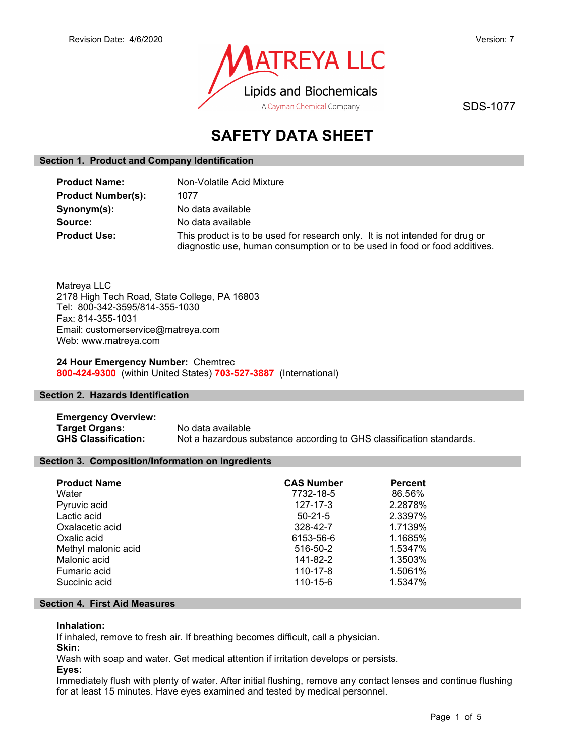Revision Date: 4/6/2020

Version: 7

MATREYA LLC
Lipids and Biochemicals
A Cayman Chemical Company

SDS-1077

# SAFETY DATA SHEET

## Section 1. Product and Company Identification

**Product Name:** Non-Volatile Acid Mixture
**Product Number(s):** 1077
**Synonym(s):** No data available
**Source:** No data available
**Product Use:** This product is to be used for research only. It is not intended for drug or diagnostic use, human consumption or to be used in food or food additives.

Matreya LLC
2178 High Tech Road, State College, PA 16803
Tel: 800-342-3595/814-355-1030
Fax: 814-355-1031
Email: customerservice@matreya.com
Web: www.matreya.com

**24 Hour Emergency Number:** Chemtrec
**800-424-9300** (within United States) **703-527-3887** (International)

## Section 2. Hazards Identification

**Emergency Overview:**
**Target Organs:** No data available
**GHS Classification:** Not a hazardous substance according to GHS classification standards.

## Section 3. Composition/Information on Ingredients

| Product Name | CAS Number | Percent |
|---|---|---|
| Water | 7732-18-5 | 86.56% |
| Pyruvic acid | 127-17-3 | 2.2878% |
| Lactic acid | 50-21-5 | 2.3397% |
| Oxalacetic acid | 328-42-7 | 1.7139% |
| Oxalic acid | 6153-56-6 | 1.1685% |
| Methyl malonic acid | 516-50-2 | 1.5347% |
| Malonic acid | 141-82-2 | 1.3503% |
| Fumaric acid | 110-17-8 | 1.5061% |
| Succinic acid | 110-15-6 | 1.5347% |

## Section 4. First Aid Measures

**Inhalation:**
If inhaled, remove to fresh air. If breathing becomes difficult, call a physician.
**Skin:**
Wash with soap and water. Get medical attention if irritation develops or persists.
**Eyes:**
Immediately flush with plenty of water. After initial flushing, remove any contact lenses and continue flushing for at least 15 minutes. Have eyes examined and tested by medical personnel.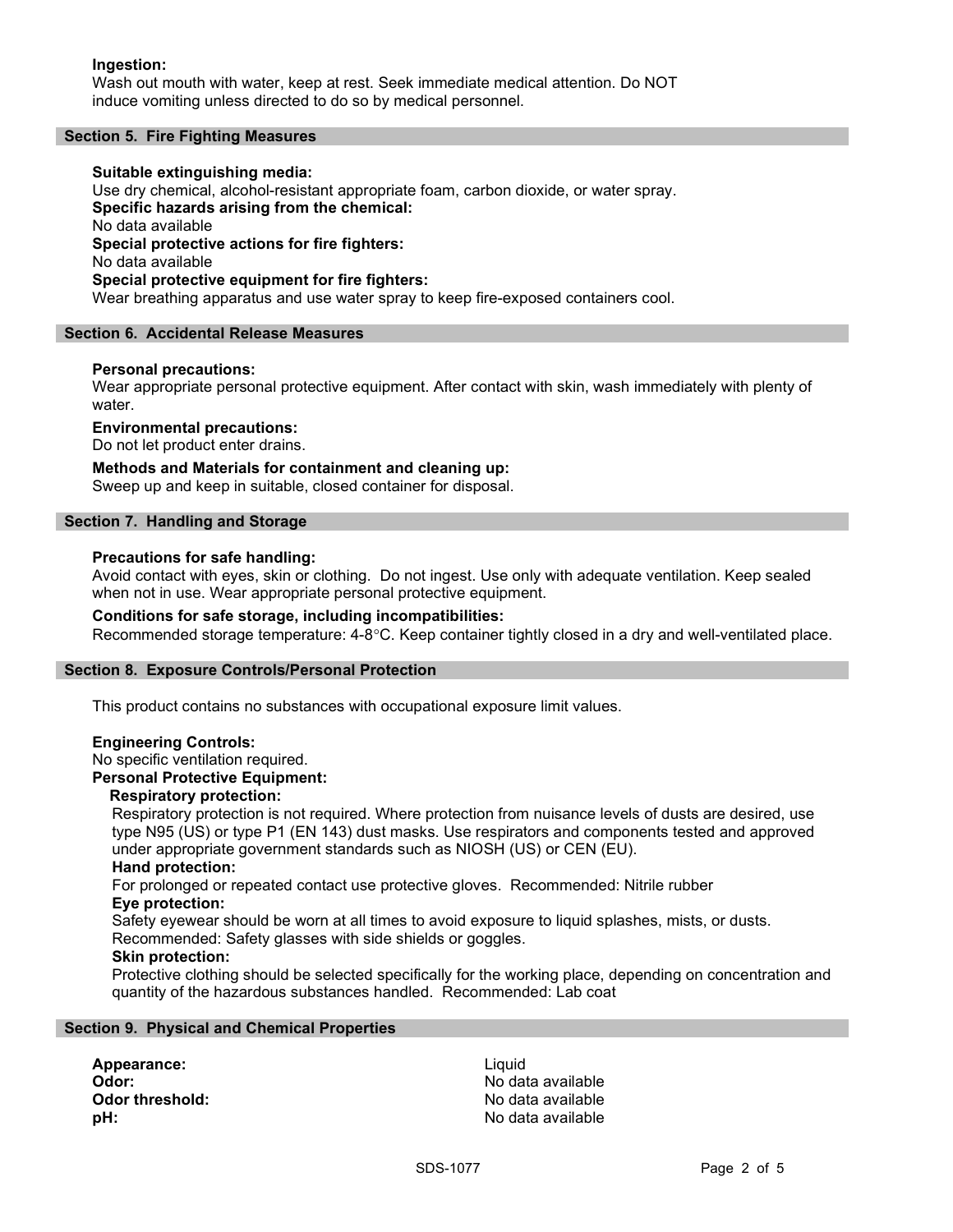**Ingestion:**
Wash out mouth with water, keep at rest. Seek immediate medical attention. Do NOT induce vomiting unless directed to do so by medical personnel.

## Section 5. Fire Fighting Measures

**Suitable extinguishing media:**
Use dry chemical, alcohol-resistant appropriate foam, carbon dioxide, or water spray.
**Specific hazards arising from the chemical:**
No data available
**Special protective actions for fire fighters:**
No data available
**Special protective equipment for fire fighters:**
Wear breathing apparatus and use water spray to keep fire-exposed containers cool.

## Section 6. Accidental Release Measures

**Personal precautions:**
Wear appropriate personal protective equipment. After contact with skin, wash immediately with plenty of water.

**Environmental precautions:**
Do not let product enter drains.

**Methods and Materials for containment and cleaning up:**
Sweep up and keep in suitable, closed container for disposal.

## Section 7. Handling and Storage

**Precautions for safe handling:**
Avoid contact with eyes, skin or clothing. Do not ingest. Use only with adequate ventilation. Keep sealed when not in use. Wear appropriate personal protective equipment.

**Conditions for safe storage, including incompatibilities:**
Recommended storage temperature: 4-8°C. Keep container tightly closed in a dry and well-ventilated place.

## Section 8. Exposure Controls/Personal Protection

This product contains no substances with occupational exposure limit values.

**Engineering Controls:**
No specific ventilation required.
**Personal Protective Equipment:**

**Respiratory protection:**
Respiratory protection is not required. Where protection from nuisance levels of dusts are desired, use type N95 (US) or type P1 (EN 143) dust masks. Use respirators and components tested and approved under appropriate government standards such as NIOSH (US) or CEN (EU).
**Hand protection:**
For prolonged or repeated contact use protective gloves. Recommended: Nitrile rubber
**Eye protection:**
Safety eyewear should be worn at all times to avoid exposure to liquid splashes, mists, or dusts. Recommended: Safety glasses with side shields or goggles.
**Skin protection:**
Protective clothing should be selected specifically for the working place, depending on concentration and quantity of the hazardous substances handled. Recommended: Lab coat

## Section 9. Physical and Chemical Properties

| | |
|---|---|
| **Appearance:** | Liquid |
| **Odor:** | No data available |
| **Odor threshold:** | No data available |
| **pH:** | No data available |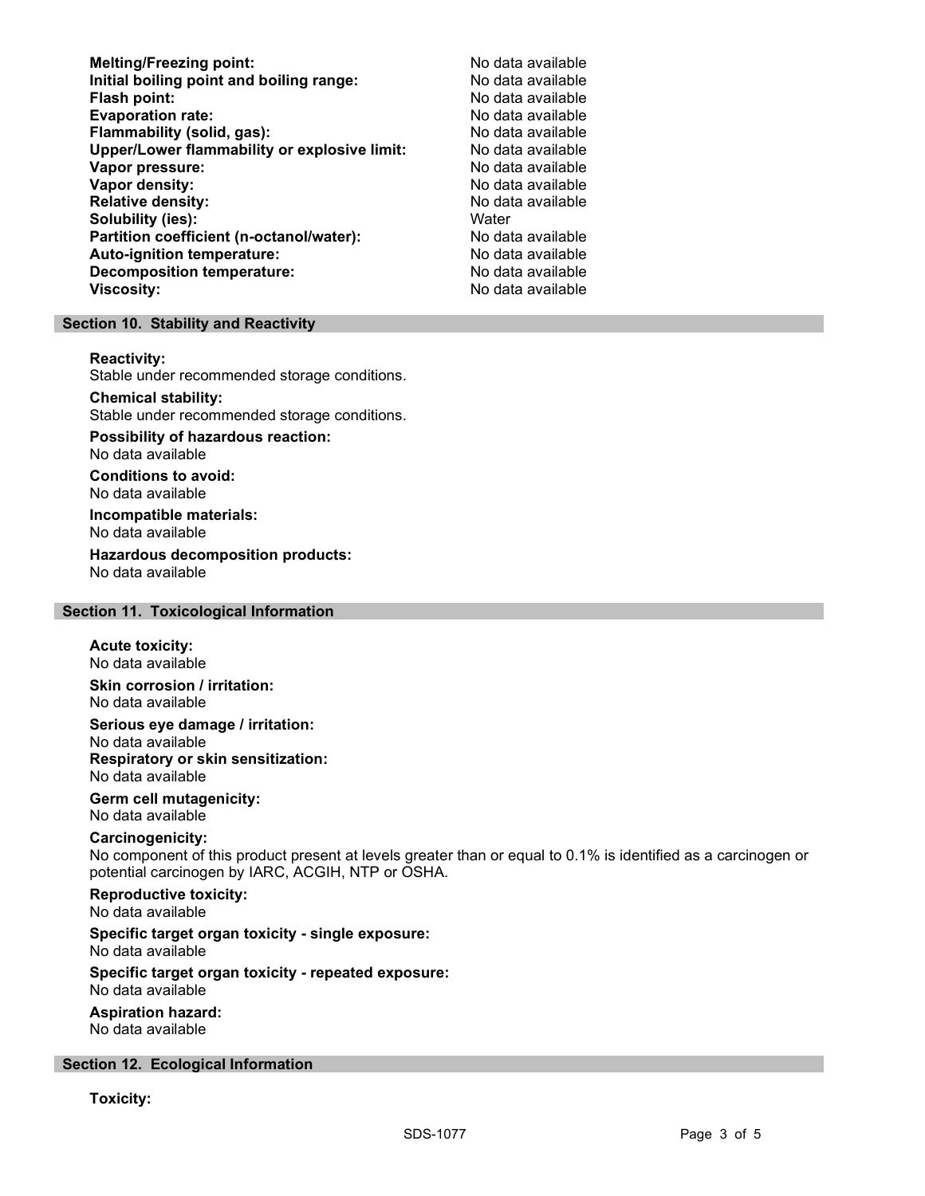| | |
|---|---|
| **Melting/Freezing point:** | No data available |
| **Initial boiling point and boiling range:** | No data available |
| **Flash point:** | No data available |
| **Evaporation rate:** | No data available |
| **Flammability (solid, gas):** | No data available |
| **Upper/Lower flammability or explosive limit:** | No data available |
| **Vapor pressure:** | No data available |
| **Vapor density:** | No data available |
| **Relative density:** | No data available |
| **Solubility (ies):** | Water |
| **Partition coefficient (n-octanol/water):** | No data available |
| **Auto-ignition temperature:** | No data available |
| **Decomposition temperature:** | No data available |
| **Viscosity:** | No data available |

## Section 10. Stability and Reactivity

**Reactivity:**
Stable under recommended storage conditions.

**Chemical stability:**
Stable under recommended storage conditions.

**Possibility of hazardous reaction:**
No data available

**Conditions to avoid:**
No data available

**Incompatible materials:**
No data available

**Hazardous decomposition products:**
No data available

## Section 11. Toxicological Information

**Acute toxicity:**
No data available

**Skin corrosion / irritation:**
No data available

**Serious eye damage / irritation:**
No data available

**Respiratory or skin sensitization:**
No data available

**Germ cell mutagenicity:**
No data available

**Carcinogenicity:**
No component of this product present at levels greater than or equal to 0.1% is identified as a carcinogen or potential carcinogen by IARC, ACGIH, NTP or OSHA.

**Reproductive toxicity:**
No data available

**Specific target organ toxicity - single exposure:**
No data available

**Specific target organ toxicity - repeated exposure:**
No data available

**Aspiration hazard:**
No data available

## Section 12. Ecological Information

**Toxicity:**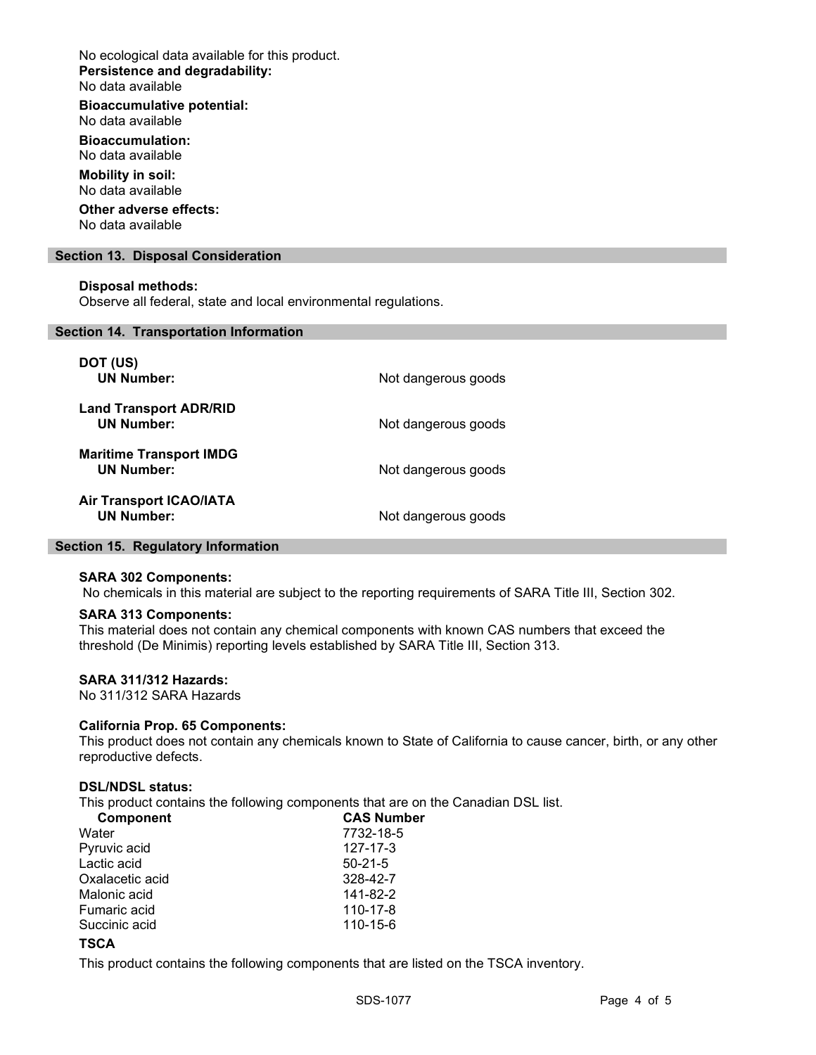No ecological data available for this product.

**Persistence and degradability:**
No data available

**Bioaccumulative potential:**
No data available

**Bioaccumulation:**
No data available

**Mobility in soil:**
No data available

**Other adverse effects:**
No data available

## Section 13. Disposal Consideration

**Disposal methods:**
Observe all federal, state and local environmental regulations.

## Section 14. Transportation Information

**DOT (US)**
**UN Number:** Not dangerous goods

**Land Transport ADR/RID**
**UN Number:** Not dangerous goods

**Maritime Transport IMDG**
**UN Number:** Not dangerous goods

**Air Transport ICAO/IATA**
**UN Number:** Not dangerous goods

## Section 15. Regulatory Information

**SARA 302 Components:**
No chemicals in this material are subject to the reporting requirements of SARA Title III, Section 302.

**SARA 313 Components:**
This material does not contain any chemical components with known CAS numbers that exceed the threshold (De Minimis) reporting levels established by SARA Title III, Section 313.

**SARA 311/312 Hazards:**
No 311/312 SARA Hazards

**California Prop. 65 Components:**
This product does not contain any chemicals known to State of California to cause cancer, birth, or any other reproductive defects.

**DSL/NDSL status:**
This product contains the following components that are on the Canadian DSL list.

| Component | CAS Number |
|---|---|
| Water | 7732-18-5 |
| Pyruvic acid | 127-17-3 |
| Lactic acid | 50-21-5 |
| Oxalacetic acid | 328-42-7 |
| Malonic acid | 141-82-2 |
| Fumaric acid | 110-17-8 |
| Succinic acid | 110-15-6 |

**TSCA**

This product contains the following components that are listed on the TSCA inventory.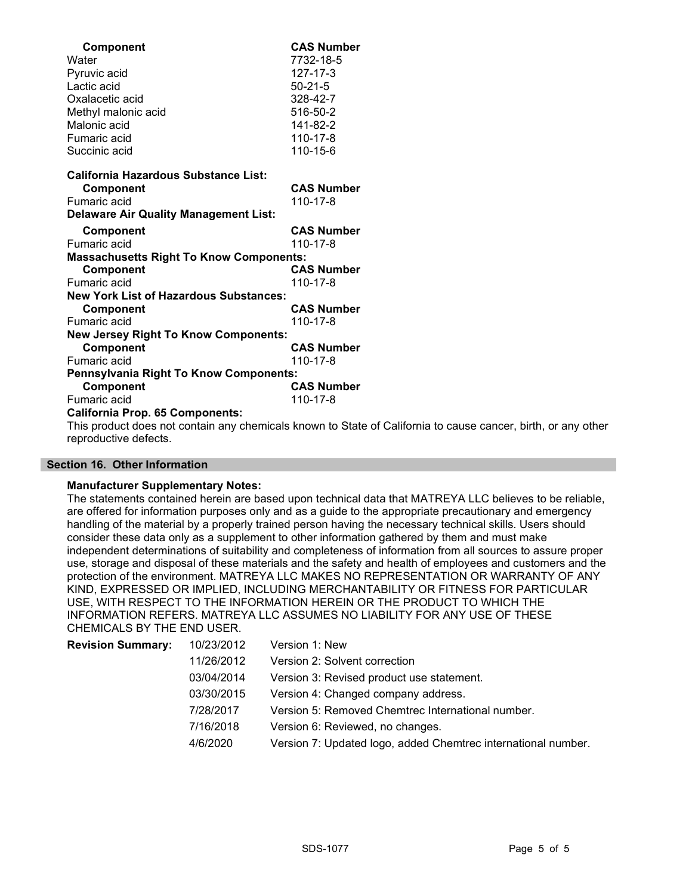| Component | CAS Number |
|---|---|
| Water | 7732-18-5 |
| Pyruvic acid | 127-17-3 |
| Lactic acid | 50-21-5 |
| Oxalacetic acid | 328-42-7 |
| Methyl malonic acid | 516-50-2 |
| Malonic acid | 141-82-2 |
| Fumaric acid | 110-17-8 |
| Succinic acid | 110-15-6 |

**California Hazardous Substance List:**

| Component | CAS Number |
|---|---|
| Fumaric acid | 110-17-8 |

**Delaware Air Quality Management List:**

| Component | CAS Number |
|---|---|
| Fumaric acid | 110-17-8 |

**Massachusetts Right To Know Components:**

| Component | CAS Number |
|---|---|
| Fumaric acid | 110-17-8 |

**New York List of Hazardous Substances:**

| Component | CAS Number |
|---|---|
| Fumaric acid | 110-17-8 |

**New Jersey Right To Know Components:**

| Component | CAS Number |
|---|---|
| Fumaric acid | 110-17-8 |

**Pennsylvania Right To Know Components:**

| Component | CAS Number |
|---|---|
| Fumaric acid | 110-17-8 |

**California Prop. 65 Components:**

This product does not contain any chemicals known to State of California to cause cancer, birth, or any other reproductive defects.

## Section 16. Other Information

**Manufacturer Supplementary Notes:**

The statements contained herein are based upon technical data that MATREYA LLC believes to be reliable, are offered for information purposes only and as a guide to the appropriate precautionary and emergency handling of the material by a properly trained person having the necessary technical skills. Users should consider these data only as a supplement to other information gathered by them and must make independent determinations of suitability and completeness of information from all sources to assure proper use, storage and disposal of these materials and the safety and health of employees and customers and the protection of the environment. MATREYA LLC MAKES NO REPRESENTATION OR WARRANTY OF ANY KIND, EXPRESSED OR IMPLIED, INCLUDING MERCHANTABILITY OR FITNESS FOR PARTICULAR USE, WITH RESPECT TO THE INFORMATION HEREIN OR THE PRODUCT TO WHICH THE INFORMATION REFERS. MATREYA LLC ASSUMES NO LIABILITY FOR ANY USE OF THESE CHEMICALS BY THE END USER.

| Revision Summary: | | |
|---|---|---|
| | 10/23/2012 | Version 1: New |
| | 11/26/2012 | Version 2: Solvent correction |
| | 03/04/2014 | Version 3: Revised product use statement. |
| | 03/30/2015 | Version 4: Changed company address. |
| | 7/28/2017 | Version 5: Removed Chemtrec International number. |
| | 7/16/2018 | Version 6: Reviewed, no changes. |
| | 4/6/2020 | Version 7: Updated logo, added Chemtrec international number. |

SDS-1077